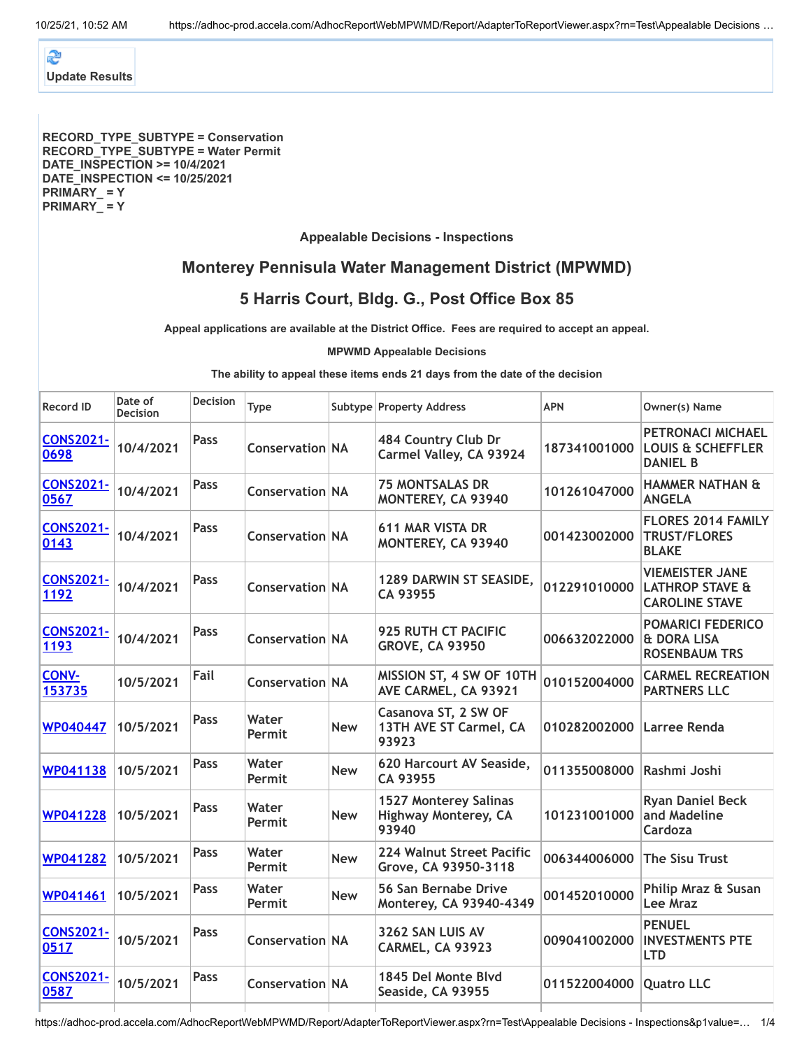Update Results

RECORD_TYPE_SUBTYPE = Conservation
RECORD_TYPE_SUBTYPE = Water Permit
DATE_INSPECTION >= 10/4/2021
DATE_INSPECTION <= 10/25/2021
PRIMARY_ = Y
PRIMARY_ = Y

**Appealable Decisions - Inspections**

## Monterey Pennisula Water Management District (MPWMD)

## 5 Harris Court, Bldg. G., Post Office Box 85

**Appeal applications are available at the District Office. Fees are required to accept an appeal.**

**MPWMD Appealable Decisions**

**The ability to appeal these items ends 21 days from the date of the decision**

| Record ID | Date of Decision | Decision | Type | Subtype | Property Address | APN | Owner(s) Name |
|---|---|---|---|---|---|---|---|
| CONS2021-0698 | 10/4/2021 | Pass | Conservation | NA | 484 Country Club Dr Carmel Valley, CA 93924 | 187341001000 | PETRONACI MICHAEL LOUIS & SCHEFFLER DANIEL B |
| CONS2021-0567 | 10/4/2021 | Pass | Conservation | NA | 75 MONTSALAS DR MONTEREY, CA 93940 | 101261047000 | HAMMER NATHAN & ANGELA |
| CONS2021-0143 | 10/4/2021 | Pass | Conservation | NA | 611 MAR VISTA DR MONTEREY, CA 93940 | 001423002000 | FLORES 2014 FAMILY TRUST/FLORES BLAKE |
| CONS2021-1192 | 10/4/2021 | Pass | Conservation | NA | 1289 DARWIN ST SEASIDE, CA 93955 | 012291010000 | VIEMEISTER JANE LATHROP STAVE & CAROLINE STAVE |
| CONS2021-1193 | 10/4/2021 | Pass | Conservation | NA | 925 RUTH CT PACIFIC GROVE, CA 93950 | 006632022000 | POMARICI FEDERICO & DORA LISA ROSENBAUM TRS |
| CONV-153735 | 10/5/2021 | Fail | Conservation | NA | MISSION ST, 4 SW OF 10TH AVE CARMEL, CA 93921 | 010152004000 | CARMEL RECREATION PARTNERS LLC |
| WP040447 | 10/5/2021 | Pass | Water Permit | New | Casanova ST, 2 SW OF 13TH AVE ST Carmel, CA 93923 | 010282002000 | Larree Renda |
| WP041138 | 10/5/2021 | Pass | Water Permit | New | 620 Harcourt AV Seaside, CA 93955 | 011355008000 | Rashmi Joshi |
| WP041228 | 10/5/2021 | Pass | Water Permit | New | 1527 Monterey Salinas Highway Monterey, CA 93940 | 101231001000 | Ryan Daniel Beck and Madeline Cardoza |
| WP041282 | 10/5/2021 | Pass | Water Permit | New | 224 Walnut Street Pacific Grove, CA 93950-3118 | 006344006000 | The Sisu Trust |
| WP041461 | 10/5/2021 | Pass | Water Permit | New | 56 San Bernabe Drive Monterey, CA 93940-4349 | 001452010000 | Philip Mraz & Susan Lee Mraz |
| CONS2021-0517 | 10/5/2021 | Pass | Conservation | NA | 3262 SAN LUIS AV CARMEL, CA 93923 | 009041002000 | PENUEL INVESTMENTS PTE LTD |
| CONS2021-0587 | 10/5/2021 | Pass | Conservation | NA | 1845 Del Monte Blvd Seaside, CA 93955 | 011522004000 | Quatro LLC |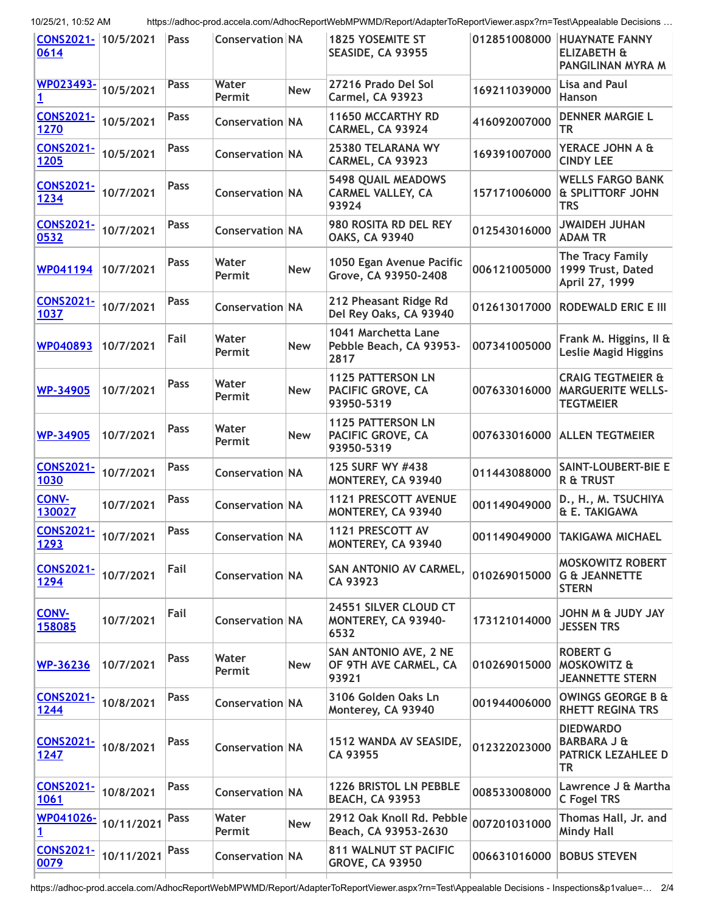| | | | | | | | |
|---|---|---|---|---|---|---|---|
| CONS2021-0614 | 10/5/2021 | Pass | Conservation | NA | 1825 YOSEMITE ST SEASIDE, CA 93955 | 012851008000 | HUAYNATE FANNY ELIZABETH & PANGILINAN MYRA M |
| WP023493-1 | 10/5/2021 | Pass | Water Permit | New | 27216 Prado Del Sol Carmel, CA 93923 | 169211039000 | Lisa and Paul Hanson |
| CONS2021-1270 | 10/5/2021 | Pass | Conservation | NA | 11650 MCCARTHY RD CARMEL, CA 93924 | 416092007000 | DENNER MARGIE L TR |
| CONS2021-1205 | 10/5/2021 | Pass | Conservation | NA | 25380 TELARANA WY CARMEL, CA 93923 | 169391007000 | YERACE JOHN A & CINDY LEE |
| CONS2021-1234 | 10/7/2021 | Pass | Conservation | NA | 5498 QUAIL MEADOWS CARMEL VALLEY, CA 93924 | 157171006000 | WELLS FARGO BANK & SPLITTORF JOHN TRS |
| CONS2021-0532 | 10/7/2021 | Pass | Conservation | NA | 980 ROSITA RD DEL REY OAKS, CA 93940 | 012543016000 | JWAIDEH JUHAN ADAM TR |
| WP041194 | 10/7/2021 | Pass | Water Permit | New | 1050 Egan Avenue Pacific Grove, CA 93950-2408 | 006121005000 | The Tracy Family 1999 Trust, Dated April 27, 1999 |
| CONS2021-1037 | 10/7/2021 | Pass | Conservation | NA | 212 Pheasant Ridge Rd Del Rey Oaks, CA 93940 | 012613017000 | RODEWALD ERIC E III |
| WP040893 | 10/7/2021 | Fail | Water Permit | New | 1041 Marchetta Lane Pebble Beach, CA 93953-2817 | 007341005000 | Frank M. Higgins, II & Leslie Magid Higgins |
| WP-34905 | 10/7/2021 | Pass | Water Permit | New | 1125 PATTERSON LN PACIFIC GROVE, CA 93950-5319 | 007633016000 | CRAIG TEGTMEIER & MARGUERITE WELLS-TEGTMEIER |
| WP-34905 | 10/7/2021 | Pass | Water Permit | New | 1125 PATTERSON LN PACIFIC GROVE, CA 93950-5319 | 007633016000 | ALLEN TEGTMEIER |
| CONS2021-1030 | 10/7/2021 | Pass | Conservation | NA | 125 SURF WY #438 MONTEREY, CA 93940 | 011443088000 | SAINT-LOUBERT-BIE E R & TRUST |
| CONV-130027 | 10/7/2021 | Pass | Conservation | NA | 1121 PRESCOTT AVENUE MONTEREY, CA 93940 | 001149049000 | D., H., M. TSUCHIYA & E. TAKIGAWA |
| CONS2021-1293 | 10/7/2021 | Pass | Conservation | NA | 1121 PRESCOTT AV MONTEREY, CA 93940 | 001149049000 | TAKIGAWA MICHAEL |
| CONS2021-1294 | 10/7/2021 | Fail | Conservation | NA | SAN ANTONIO AV CARMEL, CA 93923 | 010269015000 | MOSKOWITZ ROBERT G & JEANNETTE STERN |
| CONV-158085 | 10/7/2021 | Fail | Conservation | NA | 24551 SILVER CLOUD CT MONTEREY, CA 93940-6532 | 173121014000 | JOHN M & JUDY JAY JESSEN TRS |
| WP-36236 | 10/7/2021 | Pass | Water Permit | New | SAN ANTONIO AVE, 2 NE OF 9TH AVE CARMEL, CA 93921 | 010269015000 | ROBERT G MOSKOWITZ & JEANNETTE STERN |
| CONS2021-1244 | 10/8/2021 | Pass | Conservation | NA | 3106 Golden Oaks Ln Monterey, CA 93940 | 001944006000 | OWINGS GEORGE B & RHETT REGINA TRS |
| CONS2021-1247 | 10/8/2021 | Pass | Conservation | NA | 1512 WANDA AV SEASIDE, CA 93955 | 012322023000 | DIEDWARDO BARBARA J & PATRICK LEZAHLEE D TR |
| CONS2021-1061 | 10/8/2021 | Pass | Conservation | NA | 1226 BRISTOL LN PEBBLE BEACH, CA 93953 | 008533008000 | Lawrence J & Martha C Fogel TRS |
| WP041026-1 | 10/11/2021 | Pass | Water Permit | New | 2912 Oak Knoll Rd. Pebble Beach, CA 93953-2630 | 007201031000 | Thomas Hall, Jr. and Mindy Hall |
| CONS2021-0079 | 10/11/2021 | Pass | Conservation | NA | 811 WALNUT ST PACIFIC GROVE, CA 93950 | 006631016000 | BOBUS STEVEN |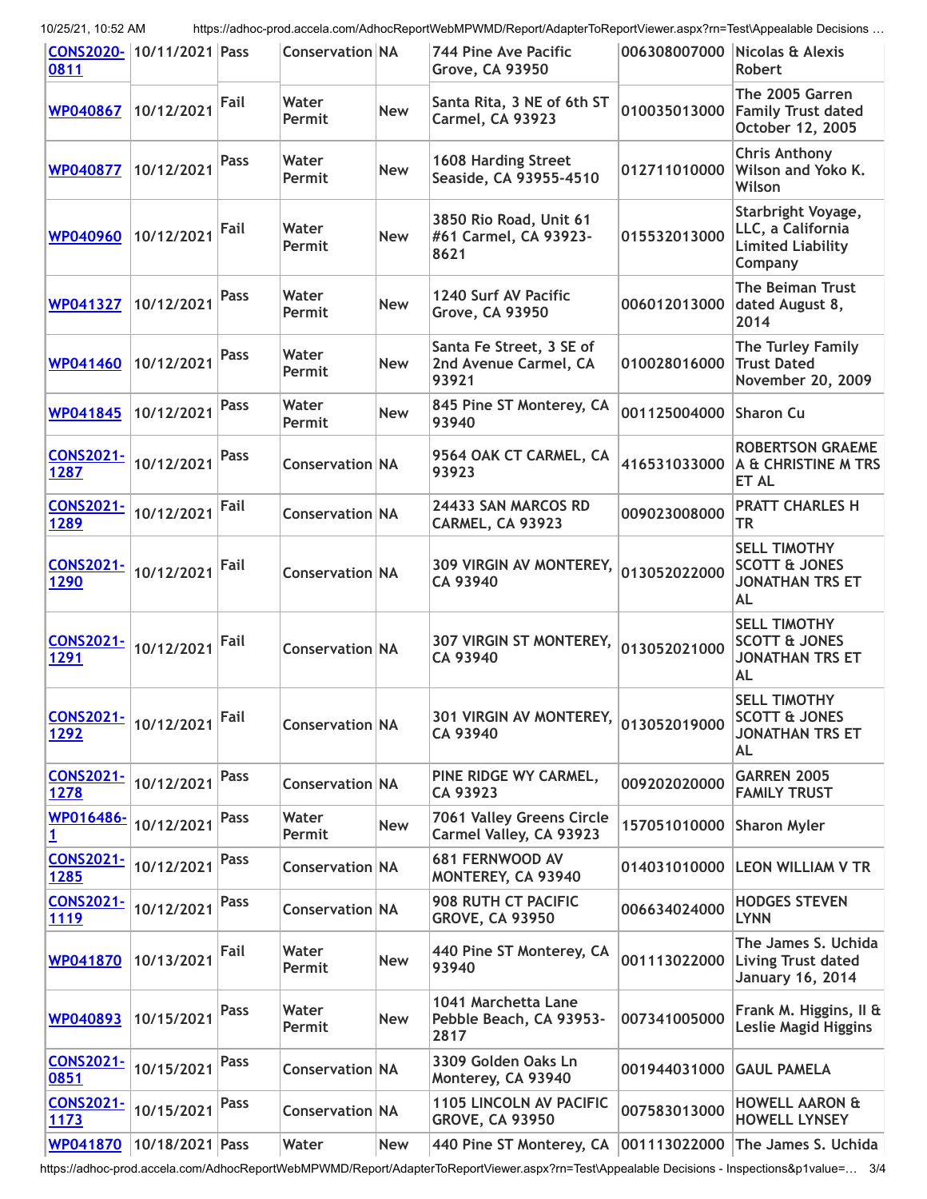| [CONS2020-0811](#) | 10/11/2021 | Pass | Conservation | NA | 744 Pine Ave Pacific Grove, CA 93950 | 006308007000 | Nicolas & Alexis Robert |
|---|---|---|---|---|---|---|---|
| [WP040867](#) | 10/12/2021 | Fail | Water Permit | New | Santa Rita, 3 NE of 6th ST Carmel, CA 93923 | 010035013000 | The 2005 Garren Family Trust dated October 12, 2005 |
| [WP040877](#) | 10/12/2021 | Pass | Water Permit | New | 1608 Harding Street Seaside, CA 93955-4510 | 012711010000 | Chris Anthony Wilson and Yoko K. Wilson |
| [WP040960](#) | 10/12/2021 | Fail | Water Permit | New | 3850 Rio Road, Unit 61 #61 Carmel, CA 93923-8621 | 015532013000 | Starbright Voyage, LLC, a California Limited Liability Company |
| [WP041327](#) | 10/12/2021 | Pass | Water Permit | New | 1240 Surf AV Pacific Grove, CA 93950 | 006012013000 | The Beiman Trust dated August 8, 2014 |
| [WP041460](#) | 10/12/2021 | Pass | Water Permit | New | Santa Fe Street, 3 SE of 2nd Avenue Carmel, CA 93921 | 010028016000 | The Turley Family Trust Dated November 20, 2009 |
| [WP041845](#) | 10/12/2021 | Pass | Water Permit | New | 845 Pine ST Monterey, CA 93940 | 001125004000 | Sharon Cu |
| [CONS2021-1287](#) | 10/12/2021 | Pass | Conservation | NA | 9564 OAK CT CARMEL, CA 93923 | 416531033000 | ROBERTSON GRAEME A & CHRISTINE M TRS ET AL |
| [CONS2021-1289](#) | 10/12/2021 | Fail | Conservation | NA | 24433 SAN MARCOS RD CARMEL, CA 93923 | 009023008000 | PRATT CHARLES H TR |
| [CONS2021-1290](#) | 10/12/2021 | Fail | Conservation | NA | 309 VIRGIN AV MONTEREY, CA 93940 | 013052022000 | SELL TIMOTHY SCOTT & JONES JONATHAN TRS ET AL |
| [CONS2021-1291](#) | 10/12/2021 | Fail | Conservation | NA | 307 VIRGIN ST MONTEREY, CA 93940 | 013052021000 | SELL TIMOTHY SCOTT & JONES JONATHAN TRS ET AL |
| [CONS2021-1292](#) | 10/12/2021 | Fail | Conservation | NA | 301 VIRGIN AV MONTEREY, CA 93940 | 013052019000 | SELL TIMOTHY SCOTT & JONES JONATHAN TRS ET AL |
| [CONS2021-1278](#) | 10/12/2021 | Pass | Conservation | NA | PINE RIDGE WY CARMEL, CA 93923 | 009202020000 | GARREN 2005 FAMILY TRUST |
| [WP016486-1](#) | 10/12/2021 | Pass | Water Permit | New | 7061 Valley Greens Circle Carmel Valley, CA 93923 | 157051010000 | Sharon Myler |
| [CONS2021-1285](#) | 10/12/2021 | Pass | Conservation | NA | 681 FERNWOOD AV MONTEREY, CA 93940 | 014031010000 | LEON WILLIAM V TR |
| [CONS2021-1119](#) | 10/12/2021 | Pass | Conservation | NA | 908 RUTH CT PACIFIC GROVE, CA 93950 | 006634024000 | HODGES STEVEN LYNN |
| [WP041870](#) | 10/13/2021 | Fail | Water Permit | New | 440 Pine ST Monterey, CA 93940 | 001113022000 | The James S. Uchida Living Trust dated January 16, 2014 |
| [WP040893](#) | 10/15/2021 | Pass | Water Permit | New | 1041 Marchetta Lane Pebble Beach, CA 93953-2817 | 007341005000 | Frank M. Higgins, II & Leslie Magid Higgins |
| [CONS2021-0851](#) | 10/15/2021 | Pass | Conservation | NA | 3309 Golden Oaks Ln Monterey, CA 93940 | 001944031000 | GAUL PAMELA |
| [CONS2021-1173](#) | 10/15/2021 | Pass | Conservation | NA | 1105 LINCOLN AV PACIFIC GROVE, CA 93950 | 007583013000 | HOWELL AARON & HOWELL LYNSEY |
| [WP041870](#) | 10/18/2021 | Pass | Water | New | 440 Pine ST Monterey, CA | 001113022000 | The James S. Uchida |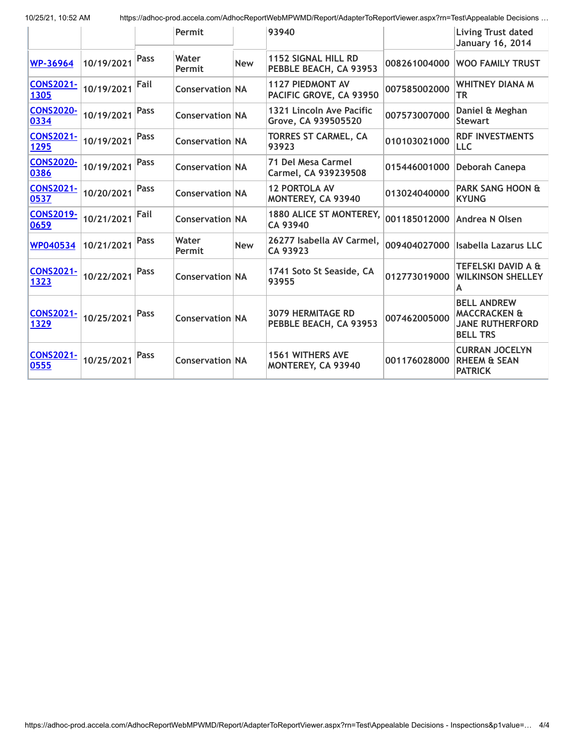| | | | | | | | |
|---|---|---|---|---|---|---|---|
| | | | Permit | | 93940 | | Living Trust dated January 16, 2014 |
| WP-36964 | 10/19/2021 | Pass | Water Permit | New | 1152 SIGNAL HILL RD PEBBLE BEACH, CA 93953 | 008261004000 | WOO FAMILY TRUST |
| CONS2021-1305 | 10/19/2021 | Fail | Conservation | NA | 1127 PIEDMONT AV PACIFIC GROVE, CA 93950 | 007585002000 | WHITNEY DIANA M TR |
| CONS2020-0334 | 10/19/2021 | Pass | Conservation | NA | 1321 Lincoln Ave Pacific Grove, CA 939505520 | 007573007000 | Daniel & Meghan Stewart |
| CONS2021-1295 | 10/19/2021 | Pass | Conservation | NA | TORRES ST CARMEL, CA 93923 | 010103021000 | RDF INVESTMENTS LLC |
| CONS2020-0386 | 10/19/2021 | Pass | Conservation | NA | 71 Del Mesa Carmel Carmel, CA 939239508 | 015446001000 | Deborah Canepa |
| CONS2021-0537 | 10/20/2021 | Pass | Conservation | NA | 12 PORTOLA AV MONTEREY, CA 93940 | 013024040000 | PARK SANG HOON & KYUNG |
| CONS2019-0659 | 10/21/2021 | Fail | Conservation | NA | 1880 ALICE ST MONTEREY, CA 93940 | 001185012000 | Andrea N Olsen |
| WP040534 | 10/21/2021 | Pass | Water Permit | New | 26277 Isabella AV Carmel, CA 93923 | 009404027000 | Isabella Lazarus LLC |
| CONS2021-1323 | 10/22/2021 | Pass | Conservation | NA | 1741 Soto St Seaside, CA 93955 | 012773019000 | TEFELSKI DAVID A & WILKINSON SHELLEY A |
| CONS2021-1329 | 10/25/2021 | Pass | Conservation | NA | 3079 HERMITAGE RD PEBBLE BEACH, CA 93953 | 007462005000 | BELL ANDREW MACCRACKEN & JANE RUTHERFORD BELL TRS |
| CONS2021-0555 | 10/25/2021 | Pass | Conservation | NA | 1561 WITHERS AVE MONTEREY, CA 93940 | 001176028000 | CURRAN JOCELYN RHEEM & SEAN PATRICK |